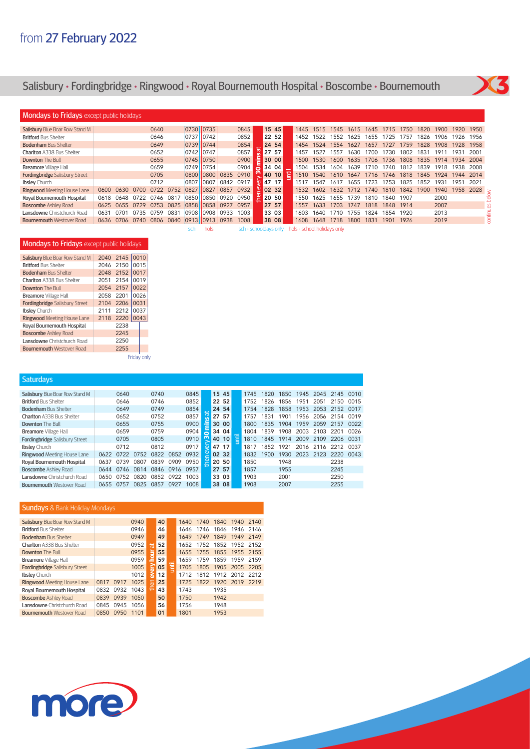# from 27 February 2022

## Salisbury • Fordingbridge • Ringwood • Royal Bournemouth Hospital • Boscombe • Bournemouth

X3

### Mondays to Fridays except public holidays

| Stop | | | | | | sch | hols | | | then every 30 mins at | | until | | | | | | | | | | | | | |
|---|---|---|---|---|---|---|---|---|---|---|---|---|---|---|---|---|---|---|---|---|---|---|---|---|---|
| Salisbury Blue Boar Row Stand M | | | | 0640 | | 0730 | 0735 | | 0845 | 15 | 45 | | 1445 | 1515 | 1545 | 1615 | 1645 | 1715 | 1750 | 1820 | 1900 | 1920 | 1950 |
| Britford Bus Shelter | | | | 0646 | | 0737 | 0742 | | 0852 | 22 | 52 | | 1452 | 1522 | 1552 | 1625 | 1655 | 1725 | 1757 | 1826 | 1906 | 1926 | 1956 |
| Bodenham Bus Shelter | | | | 0649 | | 0739 | 0744 | | 0854 | 24 | 54 | | 1454 | 1524 | 1554 | 1627 | 1657 | 1727 | 1759 | 1828 | 1908 | 1928 | 1958 |
| Charlton A338 Bus Shelter | | | | 0652 | | 0742 | 0747 | | 0857 | 27 | 57 | | 1457 | 1527 | 1557 | 1630 | 1700 | 1730 | 1802 | 1831 | 1911 | 1931 | 2001 |
| Downton The Bull | | | | 0655 | | 0745 | 0750 | | 0900 | 30 | 00 | | 1500 | 1530 | 1600 | 1635 | 1706 | 1736 | 1808 | 1835 | 1914 | 1934 | 2004 |
| Breamore Village Hall | | | | 0659 | | 0749 | 0754 | | 0904 | 34 | 04 | | 1504 | 1534 | 1604 | 1639 | 1710 | 1740 | 1812 | 1839 | 1918 | 1938 | 2008 |
| Fordingbridge Salisbury Street | | | | 0705 | | 0800 | 0800 | 0835 | 0910 | 40 | 10 | | 1510 | 1540 | 1610 | 1647 | 1716 | 1746 | 1818 | 1845 | 1924 | 1944 | 2014 |
| Ibsley Church | | | | 0712 | | 0807 | 0807 | 0842 | 0917 | 47 | 17 | | 1517 | 1547 | 1617 | 1655 | 1723 | 1753 | 1825 | 1852 | 1931 | 1951 | 2021 |
| Ringwood Meeting House Lane | 0600 | 0630 | 0700 | 0722 | 0752 | 0827 | 0827 | 0857 | 0932 | 02 | 32 | | 1532 | 1602 | 1632 | 1712 | 1740 | 1810 | 1842 | 1900 | 1940 | 1958 | 2028 |
| Royal Bournemouth Hospital | 0618 | 0648 | 0722 | 0746 | 0817 | 0850 | 0850 | 0920 | 0950 | 20 | 50 | | 1550 | 1625 | 1655 | 1739 | 1810 | 1840 | 1907 | | 2000 | | |
| Boscombe Ashley Road | 0625 | 0655 | 0729 | 0753 | 0825 | 0858 | 0858 | 0927 | 0957 | 27 | 57 | | 1557 | 1633 | 1703 | 1747 | 1818 | 1848 | 1914 | | 2007 | | |
| Lansdowne Christchurch Road | 0631 | 0701 | 0735 | 0759 | 0831 | 0908 | 0908 | 0933 | 1003 | 33 | 03 | | 1603 | 1640 | 1710 | 1755 | 1824 | 1854 | 1920 | | 2013 | | |
| Bournemouth Westover Road | 0636 | 0706 | 0740 | 0806 | 0840 | 0913 | 0913 | 0938 | 1008 | 38 | 08 | | 1608 | 1648 | 1718 | 1800 | 1831 | 1901 | 1926 | | 2019 | | |

sch - schooldays only   hols - school holidays only

continues below

### Mondays to Fridays except public holidays

| Stop | | | Friday only |
|---|---|---|---|
| Salisbury Blue Boar Row Stand M | 2040 | 2145 | 0010 |
| Britford Bus Shelter | 2046 | 2150 | 0015 |
| Bodenham Bus Shelter | 2048 | 2152 | 0017 |
| Charlton A338 Bus Shelter | 2051 | 2154 | 0019 |
| Downton The Bull | 2054 | 2157 | 0022 |
| Breamore Village Hall | 2058 | 2201 | 0026 |
| Fordingbridge Salisbury Street | 2104 | 2206 | 0031 |
| Ibsley Church | 2111 | 2212 | 0037 |
| Ringwood Meeting House Lane | 2118 | 2220 | 0043 |
| Royal Bournemouth Hospital | | 2238 | |
| Boscombe Ashley Road | | 2245 | |
| Lansdowne Christchurch Road | | 2250 | |
| Bournemouth Westover Road | | 2255 | |

### Saturdays

| Stop | | | | | | | then every 30 mins at | | until | | | | | | | |
|---|---|---|---|---|---|---|---|---|---|---|---|---|---|---|---|---|
| Salisbury Blue Boar Row Stand M | | 0640 | | 0740 | | 0845 | 15 | 45 | | 1745 | 1820 | 1850 | 1945 | 2045 | 2145 | 0010 |
| Britford Bus Shelter | | 0646 | | 0746 | | 0852 | 22 | 52 | | 1752 | 1826 | 1856 | 1951 | 2051 | 2150 | 0015 |
| Bodenham Bus Shelter | | 0649 | | 0749 | | 0854 | 24 | 54 | | 1754 | 1828 | 1858 | 1953 | 2053 | 2152 | 0017 |
| Charlton A338 Bus Shelter | | 0652 | | 0752 | | 0857 | 27 | 57 | | 1757 | 1831 | 1901 | 1956 | 2056 | 2154 | 0019 |
| Downton The Bull | | 0655 | | 0755 | | 0900 | 30 | 00 | | 1800 | 1835 | 1904 | 1959 | 2059 | 2157 | 0022 |
| Breamore Village Hall | | 0659 | | 0759 | | 0904 | 34 | 04 | | 1804 | 1839 | 1908 | 2003 | 2103 | 2201 | 0026 |
| Fordingbridge Salisbury Street | | 0705 | | 0805 | | 0910 | 40 | 10 | | 1810 | 1845 | 1914 | 2009 | 2109 | 2206 | 0031 |
| Ibsley Church | | 0712 | | 0812 | | 0917 | 47 | 17 | | 1817 | 1852 | 1921 | 2016 | 2116 | 2212 | 0037 |
| Ringwood Meeting House Lane | 0622 | 0722 | 0752 | 0822 | 0852 | 0932 | 02 | 32 | | 1832 | 1900 | 1930 | 2023 | 2123 | 2220 | 0043 |
| Royal Bournemouth Hospital | 0637 | 0739 | 0807 | 0839 | 0909 | 0950 | 20 | 50 | | 1850 | | 1948 | | | 2238 | |
| Boscombe Ashley Road | 0644 | 0746 | 0814 | 0846 | 0916 | 0957 | 27 | 57 | | 1857 | | 1955 | | | 2245 | |
| Lansdowne Christchurch Road | 0650 | 0752 | 0820 | 0852 | 0922 | 1003 | 33 | 03 | | 1903 | | 2001 | | | 2250 | |
| Bournemouth Westover Road | 0655 | 0757 | 0825 | 0857 | 0927 | 1008 | 38 | 08 | | 1908 | | 2007 | | | 2255 | |

### Sundays & Bank Holiday Mondays

| Stop | | | | then every hour at | until | | | | | |
|---|---|---|---|---|---|---|---|---|---|---|
| Salisbury Blue Boar Row Stand M | | | 0940 | 40 | | 1640 | 1740 | 1840 | 1940 | 2140 |
| Britford Bus Shelter | | | 0946 | 46 | | 1646 | 1746 | 1846 | 1946 | 2146 |
| Bodenham Bus Shelter | | | 0949 | 49 | | 1649 | 1749 | 1849 | 1949 | 2149 |
| Charlton A338 Bus Shelter | | | 0952 | 52 | | 1652 | 1752 | 1852 | 1952 | 2152 |
| Downton The Bull | | | 0955 | 55 | | 1655 | 1755 | 1855 | 1955 | 2155 |
| Breamore Village Hall | | | 0959 | 59 | | 1659 | 1759 | 1859 | 1959 | 2159 |
| Fordingbridge Salisbury Street | | | 1005 | 05 | | 1705 | 1805 | 1905 | 2005 | 2205 |
| Ibsley Church | | | 1012 | 12 | | 1712 | 1812 | 1912 | 2012 | 2212 |
| Ringwood Meeting House Lane | 0817 | 0917 | 1025 | 25 | | 1725 | 1822 | 1920 | 2019 | 2219 |
| Royal Bournemouth Hospital | 0832 | 0932 | 1043 | 43 | | 1743 | | 1935 | | |
| Boscombe Ashley Road | 0839 | 0939 | 1050 | 50 | | 1750 | | 1942 | | |
| Lansdowne Christchurch Road | 0845 | 0945 | 1056 | 56 | | 1756 | | 1948 | | |
| Bournemouth Westover Road | 0850 | 0950 | 1101 | 01 | | 1801 | | 1953 | | |

more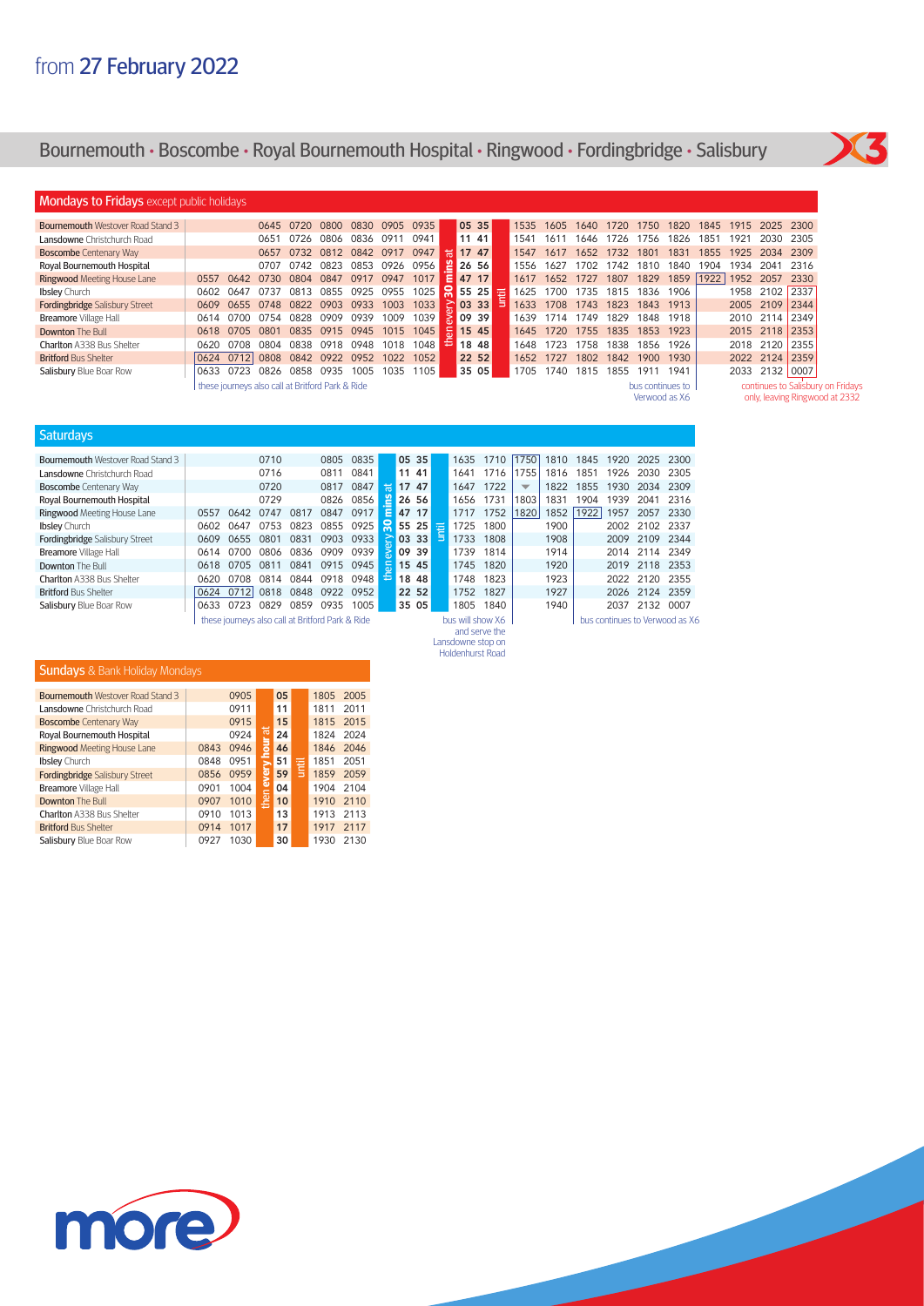from **27 February 2022**

# Bournemouth • Boscombe • Royal Bournemouth Hospital • Ringwood • Fordingbridge • Salisbury

X3

## Mondays to Fridays except public holidays

| | | | | | | | | | then every 30 mins at | | until | | | | | | | | | | |
|---|---|---|---|---|---|---|---|---|---|---|---|---|---|---|---|---|---|---|---|---|---|
| **Bournemouth** Westover Road Stand 3 | | | 0645 | 0720 | 0800 | 0830 | 0905 | 0935 | 05 | 35 | | 1535 | 1605 | 1640 | 1720 | 1750 | 1820 | 1845 | 1915 | 2025 | 2300 |
| **Lansdowne** Christchurch Road | | | 0651 | 0726 | 0806 | 0836 | 0911 | 0941 | 11 | 41 | | 1541 | 1611 | 1646 | 1726 | 1756 | 1826 | 1851 | 1921 | 2030 | 2305 |
| **Boscombe** Centenary Way | | | 0657 | 0732 | 0812 | 0842 | 0917 | 0947 | 17 | 47 | | 1547 | 1617 | 1652 | 1732 | 1801 | 1831 | 1855 | 1925 | 2034 | 2309 |
| **Royal Bournemouth Hospital** | | | 0707 | 0742 | 0823 | 0853 | 0926 | 0956 | 26 | 56 | | 1556 | 1627 | 1702 | 1742 | 1810 | 1840 | 1904 | 1934 | 2041 | 2316 |
| **Ringwood** Meeting House Lane | 0557 | 0642 | 0730 | 0804 | 0847 | 0917 | 0947 | 1017 | 47 | 17 | | 1617 | 1652 | 1727 | 1807 | 1829 | 1859 | 1922 | 1952 | 2057 | 2330 |
| **Ibsley** Church | 0602 | 0647 | 0737 | 0813 | 0855 | 0925 | 0955 | 1025 | 55 | 25 | | 1625 | 1700 | 1735 | 1815 | 1836 | 1906 | | 1958 | 2102 | 2337 |
| **Fordingbridge** Salisbury Street | 0609 | 0655 | 0748 | 0822 | 0903 | 0933 | 1003 | 1033 | 03 | 33 | | 1633 | 1708 | 1743 | 1823 | 1843 | 1913 | | 2005 | 2109 | 2344 |
| **Breamore** Village Hall | 0614 | 0700 | 0754 | 0828 | 0909 | 0939 | 1009 | 1039 | 09 | 39 | | 1639 | 1714 | 1749 | 1829 | 1848 | 1918 | | 2010 | 2114 | 2349 |
| **Downton** The Bull | 0618 | 0705 | 0801 | 0835 | 0915 | 0945 | 1015 | 1045 | 15 | 45 | | 1645 | 1720 | 1755 | 1835 | 1853 | 1923 | | 2015 | 2118 | 2353 |
| **Charlton** A338 Bus Shelter | 0620 | 0708 | 0804 | 0838 | 0918 | 0948 | 1018 | 1048 | 18 | 48 | | 1648 | 1723 | 1758 | 1838 | 1856 | 1926 | | 2018 | 2120 | 2355 |
| **Britford** Bus Shelter | 0624 | 0712 | 0808 | 0842 | 0922 | 0952 | 1022 | 1052 | 22 | 52 | | 1652 | 1727 | 1802 | 1842 | 1900 | 1930 | | 2022 | 2124 | 2359 |
| **Salisbury** Blue Boar Row | 0633 | 0723 | 0826 | 0858 | 0935 | 1005 | 1035 | 1105 | 35 | 05 | | 1705 | 1740 | 1815 | 1855 | 1911 | 1941 | | 2033 | 2132 | 0007 |

these journeys also call at Britford Park & Ride (0624, 0712)

1922 from Ringwood: bus continues to Verwood as X6

2300 from Bournemouth: continues to Salisbury on Fridays only, leaving Ringwood at 2332

## Saturdays

| | | | | | | | then every 30 mins at | | until | | | | | | | | |
|---|---|---|---|---|---|---|---|---|---|---|---|---|---|---|---|---|---|
| **Bournemouth** Westover Road Stand 3 | | | 0710 | | 0805 | 0835 | 05 | 35 | | 1635 | 1710 | 1750 | 1810 | 1845 | 1920 | 2025 | 2300 |
| **Lansdowne** Christchurch Road | | | 0716 | | 0811 | 0841 | 11 | 41 | | 1641 | 1716 | 1755 | 1816 | 1851 | 1926 | 2030 | 2305 |
| **Boscombe** Centenary Way | | | 0720 | | 0817 | 0847 | 17 | 47 | | 1647 | 1722 | ▼ | 1822 | 1855 | 1930 | 2034 | 2309 |
| **Royal Bournemouth Hospital** | | | 0729 | | 0826 | 0856 | 26 | 56 | | 1656 | 1731 | 1803 | 1831 | 1904 | 1939 | 2041 | 2316 |
| **Ringwood** Meeting House Lane | 0557 | 0642 | 0747 | 0817 | 0847 | 0917 | 47 | 17 | | 1717 | 1752 | 1820 | 1852 | 1922 | 1957 | 2057 | 2330 |
| **Ibsley** Church | 0602 | 0647 | 0753 | 0823 | 0855 | 0925 | 55 | 25 | | 1725 | 1800 | | 1900 | | 2002 | 2102 | 2337 |
| **Fordingbridge** Salisbury Street | 0609 | 0655 | 0801 | 0831 | 0903 | 0933 | 03 | 33 | | 1733 | 1808 | | 1908 | | 2009 | 2109 | 2344 |
| **Breamore** Village Hall | 0614 | 0700 | 0806 | 0836 | 0909 | 0939 | 09 | 39 | | 1739 | 1814 | | 1914 | | 2014 | 2114 | 2349 |
| **Downton** The Bull | 0618 | 0705 | 0811 | 0841 | 0915 | 0945 | 15 | 45 | | 1745 | 1820 | | 1920 | | 2019 | 2118 | 2353 |
| **Charlton** A338 Bus Shelter | 0620 | 0708 | 0814 | 0844 | 0918 | 0948 | 18 | 48 | | 1748 | 1823 | | 1923 | | 2022 | 2120 | 2355 |
| **Britford** Bus Shelter | 0624 | 0712 | 0818 | 0848 | 0922 | 0952 | 22 | 52 | | 1752 | 1827 | | 1927 | | 2026 | 2124 | 2359 |
| **Salisbury** Blue Boar Row | 0633 | 0723 | 0829 | 0859 | 0935 | 1005 | 35 | 05 | | 1805 | 1840 | | 1940 | | 2037 | 2132 | 0007 |

these journeys also call at Britford Park & Ride (0624, 0712)

1750 from Bournemouth: bus will show X6 and serve the Lansdowne stop on Holdenhurst Road

1922 from Ringwood: bus continues to Verwood as X6

## Sundays & Bank Holiday Mondays

| | | | then every hour at | until | | |
|---|---|---|---|---|---|---|
| **Bournemouth** Westover Road Stand 3 | | 0905 | 05 | | 1805 | 2005 |
| **Lansdowne** Christchurch Road | | 0911 | 11 | | 1811 | 2011 |
| **Boscombe** Centenary Way | | 0915 | 15 | | 1815 | 2015 |
| **Royal Bournemouth Hospital** | | 0924 | 24 | | 1824 | 2024 |
| **Ringwood** Meeting House Lane | 0843 | 0946 | 46 | | 1846 | 2046 |
| **Ibsley** Church | 0848 | 0951 | 51 | | 1851 | 2051 |
| **Fordingbridge** Salisbury Street | 0856 | 0959 | 59 | | 1859 | 2059 |
| **Breamore** Village Hall | 0901 | 1004 | 04 | | 1904 | 2104 |
| **Downton** The Bull | 0907 | 1010 | 10 | | 1910 | 2110 |
| **Charlton** A338 Bus Shelter | 0910 | 1013 | 13 | | 1913 | 2113 |
| **Britford** Bus Shelter | 0914 | 1017 | 17 | | 1917 | 2117 |
| **Salisbury** Blue Boar Row | 0927 | 1030 | 30 | | 1930 | 2130 |

more